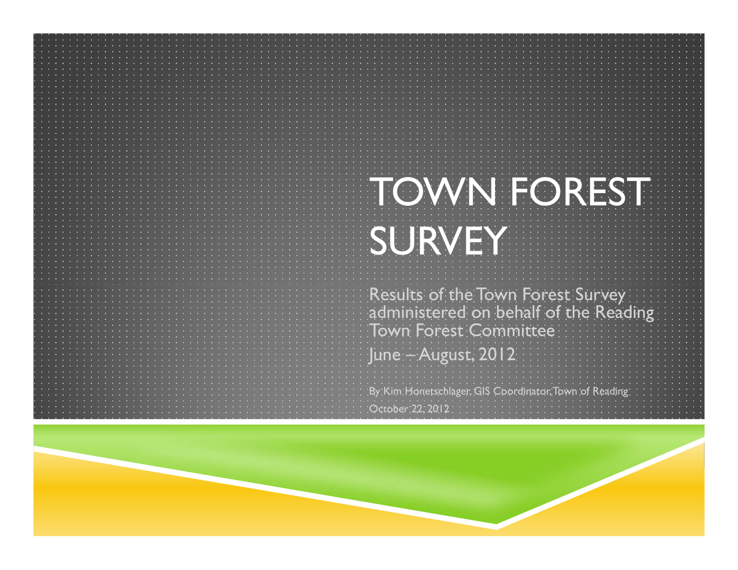# TOWN FOREST SURVEY

Results of the Town Forest Survey administered on behalf of the Reading Town Forest Committee

June – August, 2012

By Kim Honetschlager, GIS Coordinator, Town of Reading

October 22, 2012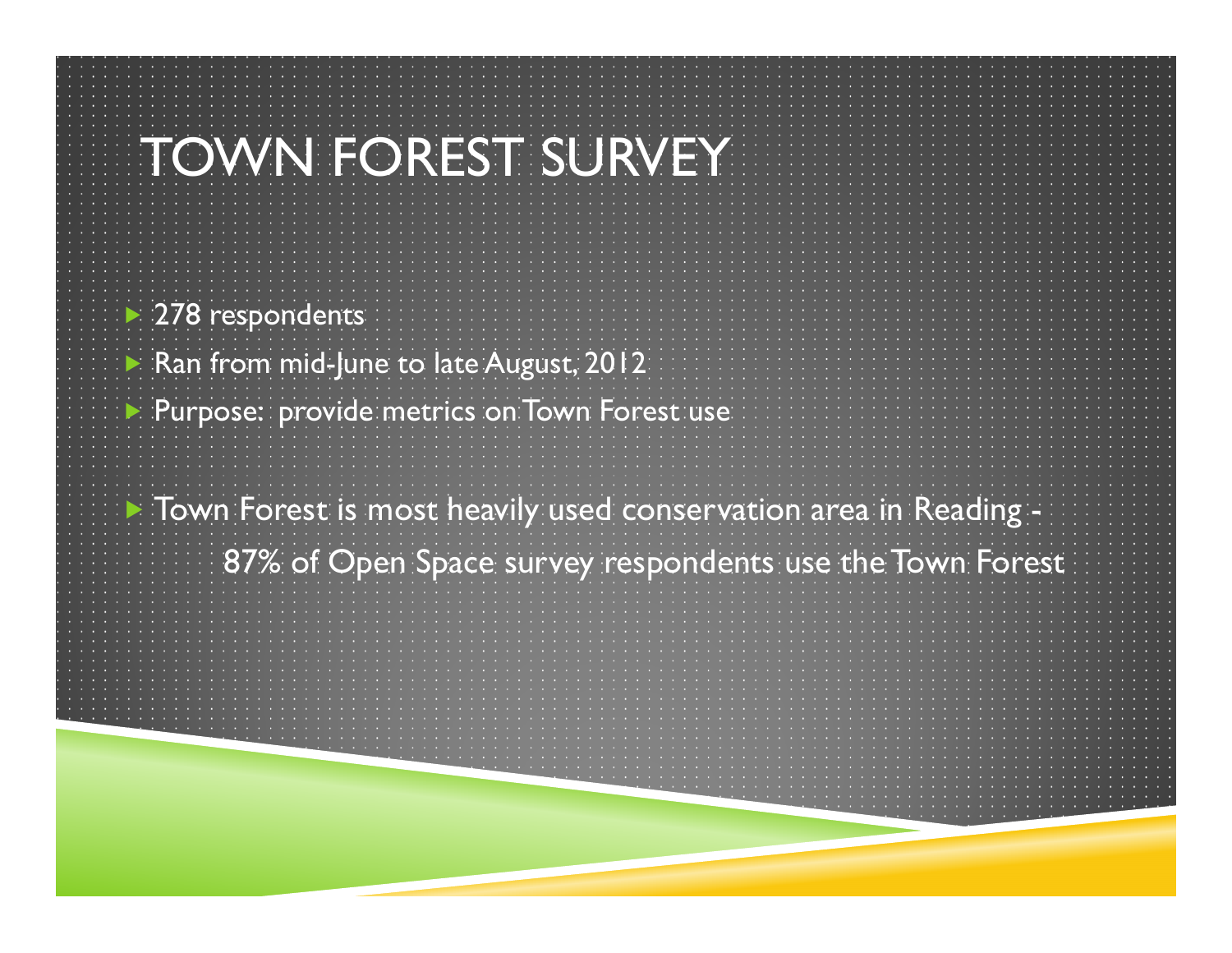# TOWN FOREST SURVEY

- 278 respondents
- Ran from mid-June to late August, 2012
- Purpose: provide metrics on Town Forest use

- Town Forest is most heavily used conservation area in Reading - 87% of Open Space survey respondents use the Town Forest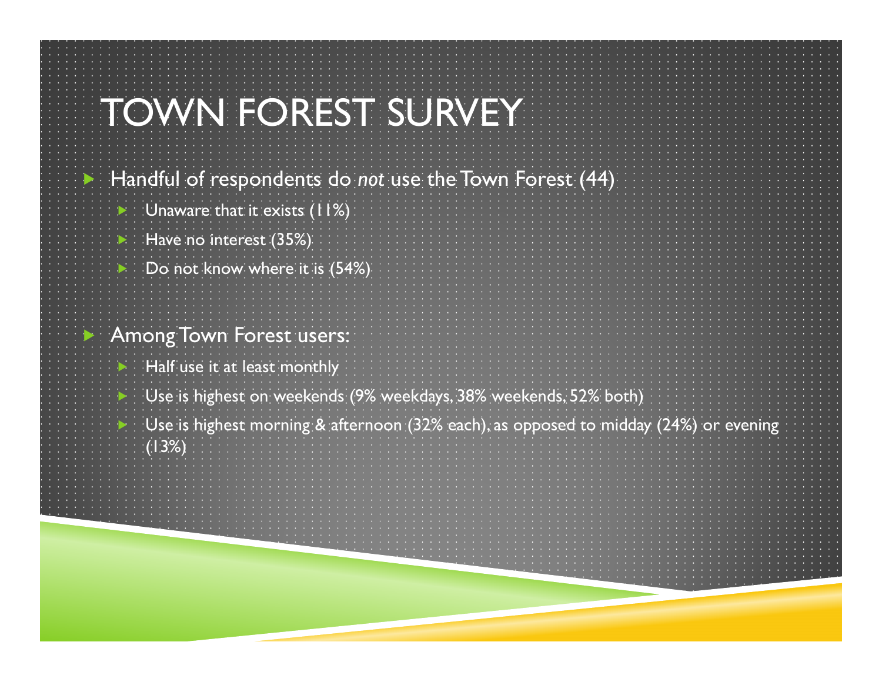# TOWN FOREST SURVEY

- Handful of respondents do *not* use the Town Forest (44)
  - Unaware that it exists (11%)
  - Have no interest (35%)
  - Do not know where it is (54%)

- Among Town Forest users:
  - Half use it at least monthly
  - Use is highest on weekends (9% weekdays, 38% weekends, 52% both)
  - Use is highest morning & afternoon (32% each), as opposed to midday (24%) or evening (13%)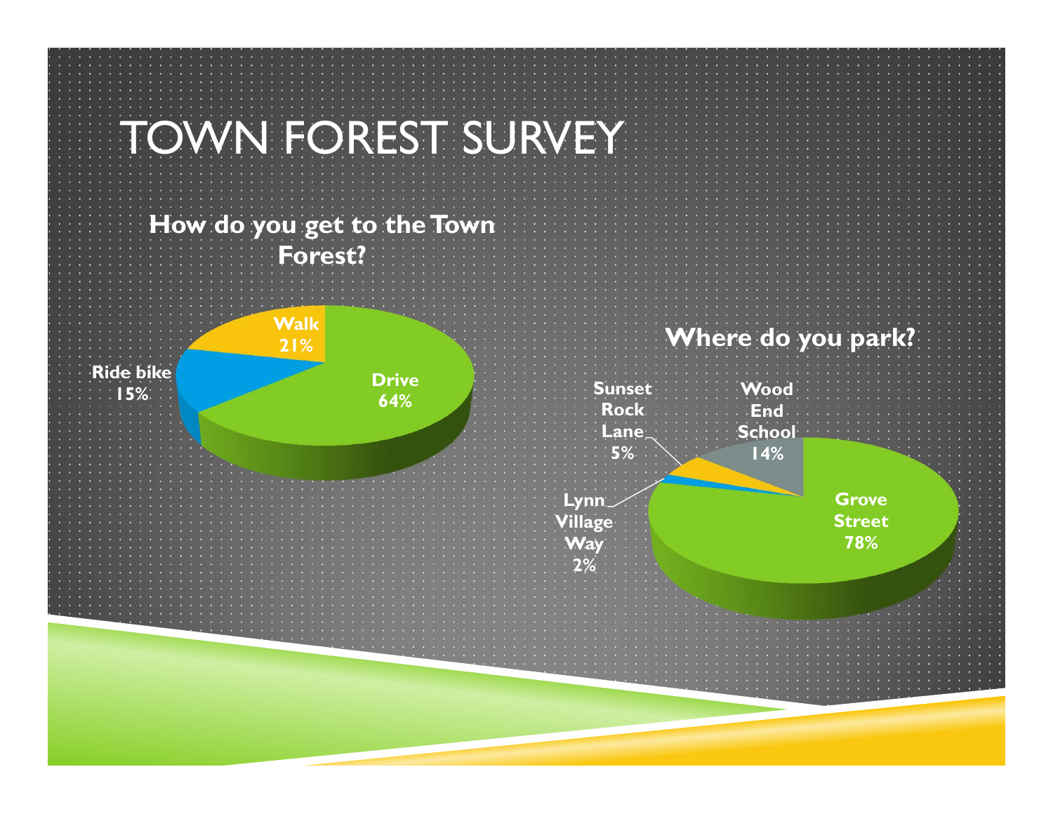# TOWN FOREST SURVEY

**How do you get to the Town Forest?**

- Drive 64%
- Walk 21%
- Ride bike 15%

**Where do you park?**

- Grove Street 78%
- Wood End School 14%
- Sunset Rock Lane 5%
- Lynn Village Way 2%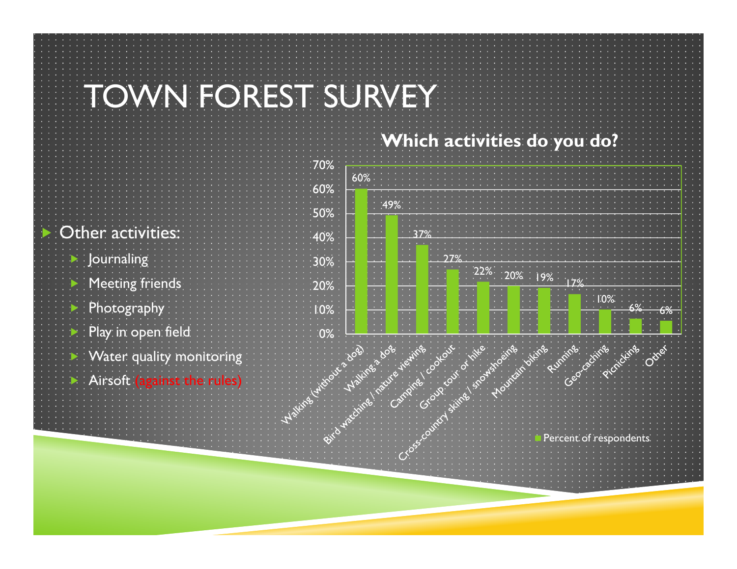# TOWN FOREST SURVEY

- Other activities:
  - Journaling
  - Meeting friends
  - Photography
  - Play in open field
  - Water quality monitoring
  - Airsoft (against the rules)

**Which activities do you do?**

| Activity | Percent of respondents |
|---|---|
| Walking (without a dog) | 60% |
| Walking a dog | 49% |
| Bird watching / nature viewing | 37% |
| Camping / cookout | 27% |
| Group tour or hike | 22% |
| Cross-country skiing / snowshoeing | 20% |
| Mountain biking | 19% |
| Running | 17% |
| Geo-caching | 10% |
| Picnicking | 6% |
| Other | 6% |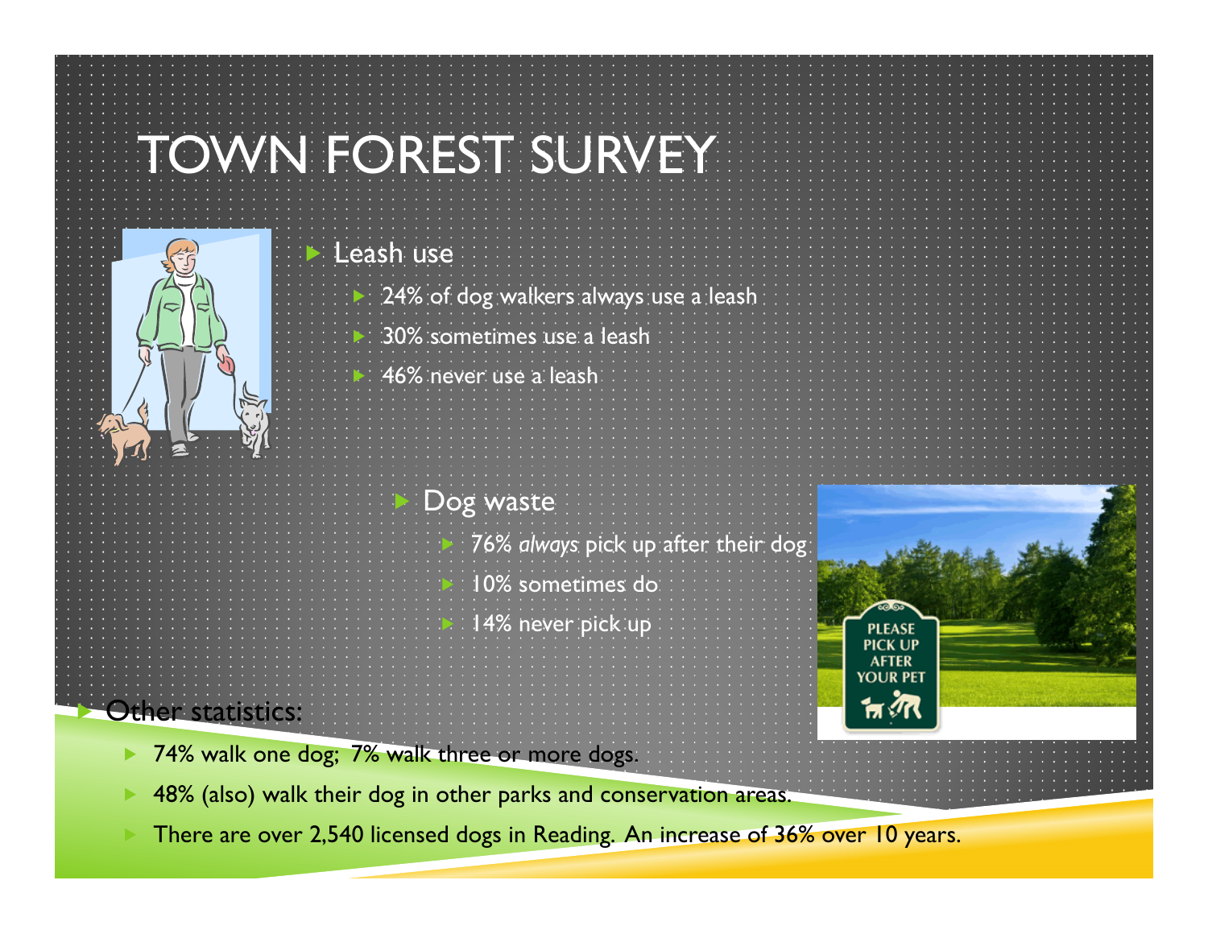# TOWN FOREST SURVEY

- Leash use
  - 24% of dog walkers always use a leash
  - 30% sometimes use a leash
  - 46% never use a leash

- Dog waste
  - 76% *always* pick up after their dog
  - 10% sometimes do
  - 14% never pick up

- Other statistics:
  - 74% walk one dog; 7% walk three or more dogs.
  - 48% (also) walk their dog in other parks and conservation areas.
  - There are over 2,540 licensed dogs in Reading. An increase of 36% over 10 years.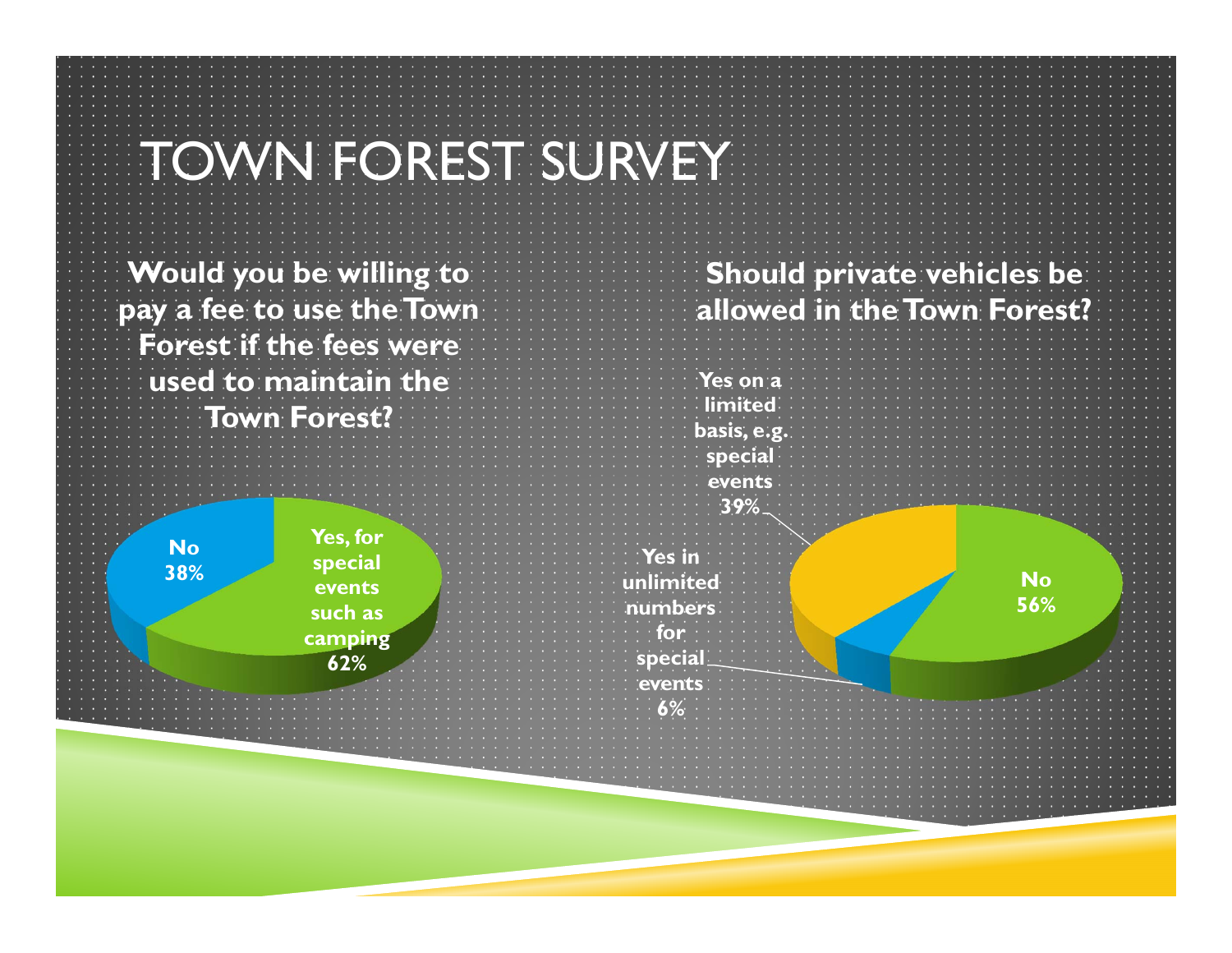# TOWN FOREST SURVEY

**Would you be willing to pay a fee to use the Town Forest if the fees were used to maintain the Town Forest?**

- No 38%
- Yes, for special events such as camping 62%

**Should private vehicles be allowed in the Town Forest?**

- Yes on a limited basis, e.g. special events 39%
- Yes in unlimited numbers for special events 6%
- No 56%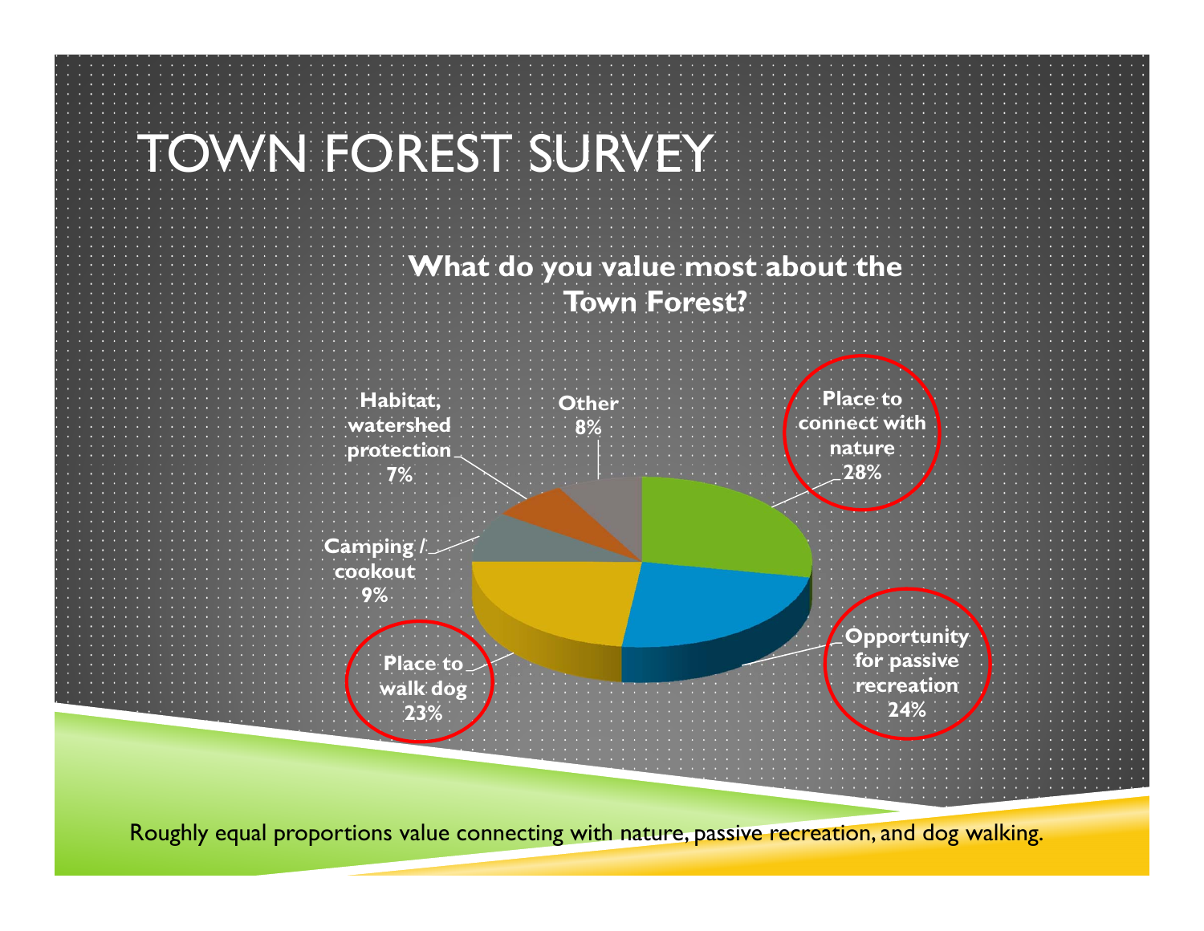# TOWN FOREST SURVEY

**What do you value most about the Town Forest?**

| Response | Percentage |
|---|---|
| Place to connect with nature | 28% |
| Opportunity for passive recreation | 24% |
| Place to walk dog | 23% |
| Camping / cookout | 9% |
| Other | 8% |
| Habitat, watershed protection | 7% |

Roughly equal proportions value connecting with nature, passive recreation, and dog walking.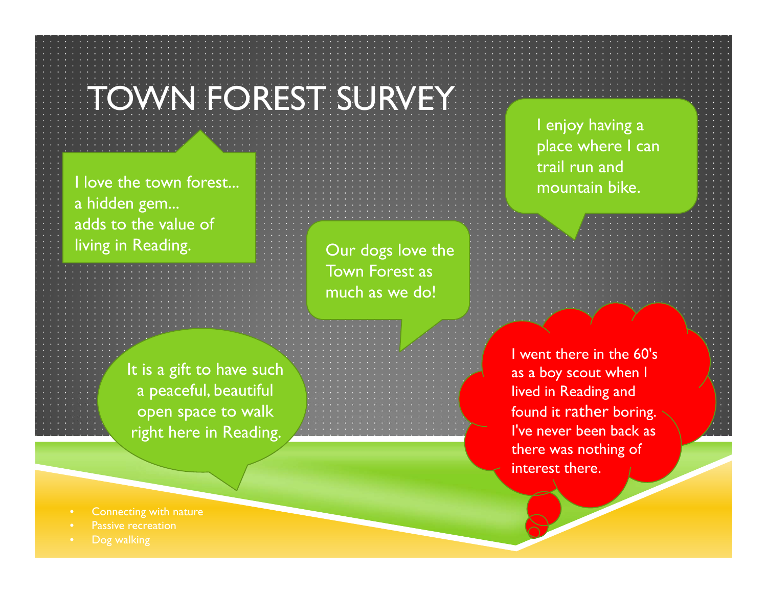# TOWN FOREST SURVEY

I love the town forest... a hidden gem... adds to the value of living in Reading.

Our dogs love the Town Forest as much as we do!

I enjoy having a place where I can trail run and mountain bike.

It is a gift to have such a peaceful, beautiful open space to walk right here in Reading.

I went there in the 60's as a boy scout when I lived in Reading and found it rather boring. I've never been back as there was nothing of interest there.

- Connecting with nature
- Passive recreation
- Dog walking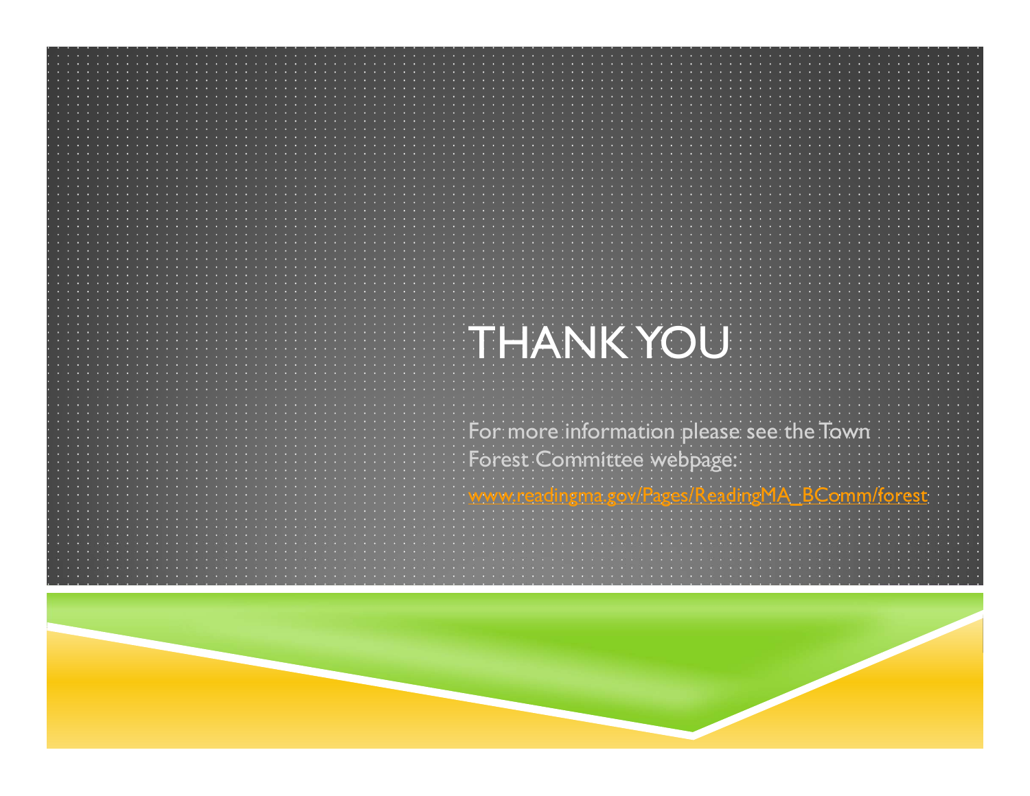# THANK YOU

For more information please see the Town Forest Committee webpage:

www.readingma.gov/Pages/ReadingMA_BComm/forest